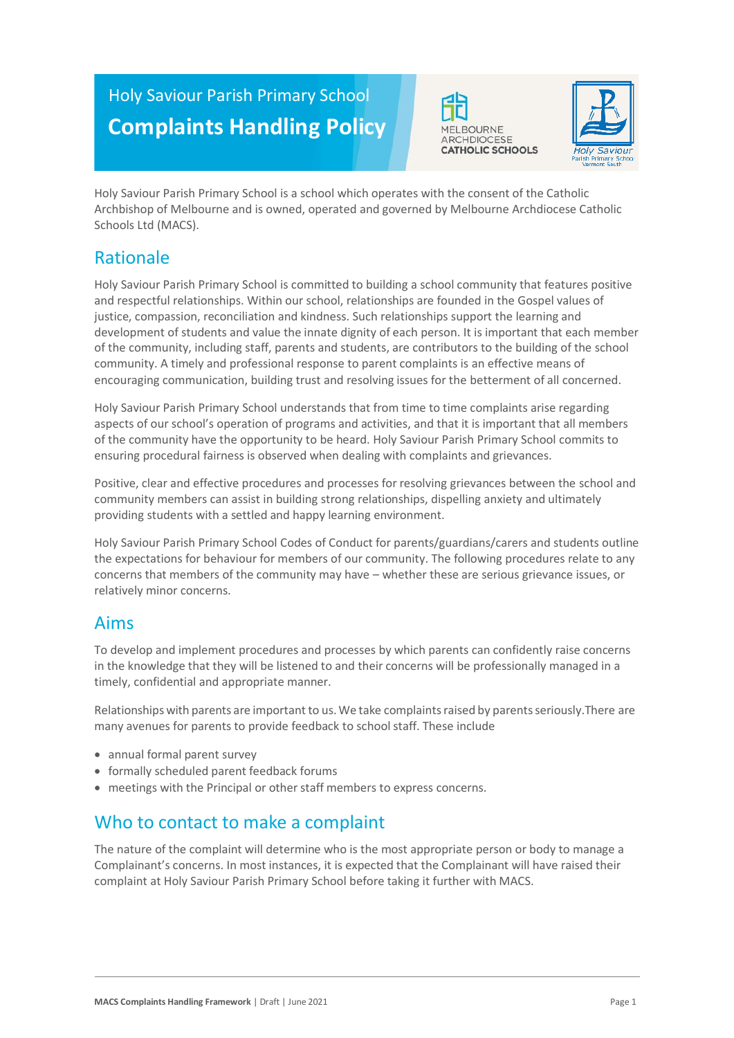Holy Saviour Parish Primary School

# Complaints Handling Policy

Holy Saviour Parish Primary School is a school which operates with the consent of the Catholic Archbishop of Melbourne and is owned, operated and governed by Melbourne Archdiocese Catholic Schools Ltd (MACS).

## Rationale

Holy Saviour Parish Primary School is committed to building a school community that features positive and respectful relationships. Within our school, relationships are founded in the Gospel values of justice, compassion, reconciliation and kindness. Such relationships support the learning and development of students and value the innate dignity of each person. It is important that each member of the community, including staff, parents and students, are contributors to the building of the school community. A timely and professional response to parent complaints is an effective means of encouraging communication, building trust and resolving issues for the betterment of all concerned.

Holy Saviour Parish Primary School understands that from time to time complaints arise regarding aspects of our school's operation of programs and activities, and that it is important that all members of the community have the opportunity to be heard. Holy Saviour Parish Primary School commits to ensuring procedural fairness is observed when dealing with complaints and grievances.

Positive, clear and effective procedures and processes for resolving grievances between the school and community members can assist in building strong relationships, dispelling anxiety and ultimately providing students with a settled and happy learning environment.

Holy Saviour Parish Primary School Codes of Conduct for parents/guardians/carers and students outline the expectations for behaviour for members of our community. The following procedures relate to any concerns that members of the community may have – whether these are serious grievance issues, or relatively minor concerns.

## Aims

To develop and implement procedures and processes by which parents can confidently raise concerns in the knowledge that they will be listened to and their concerns will be professionally managed in a timely, confidential and appropriate manner.

Relationships with parents are important to us. We take complaints raised by parents seriously.There are many avenues for parents to provide feedback to school staff. These include

- annual formal parent survey
- formally scheduled parent feedback forums
- meetings with the Principal or other staff members to express concerns.

## Who to contact to make a complaint

The nature of the complaint will determine who is the most appropriate person or body to manage a Complainant's concerns. In most instances, it is expected that the Complainant will have raised their complaint at Holy Saviour Parish Primary School before taking it further with MACS.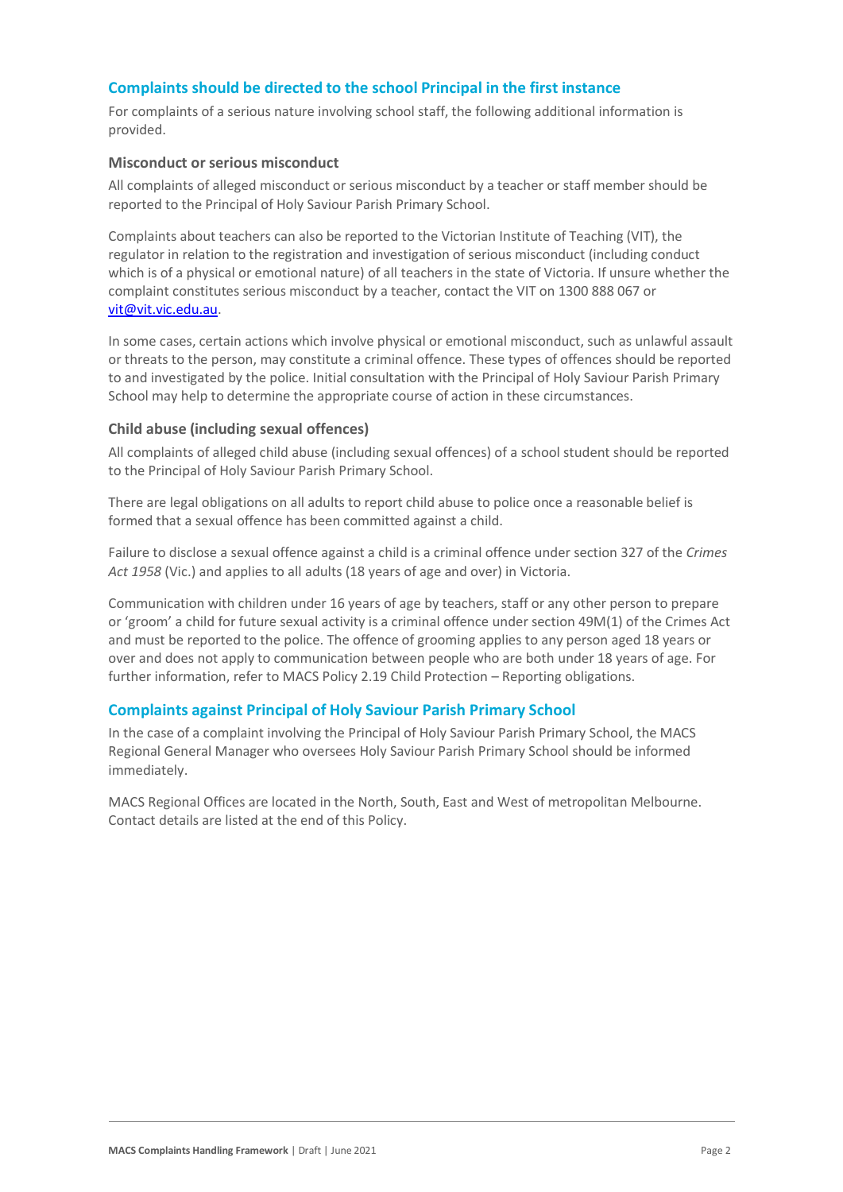## Complaints should be directed to the school Principal in the first instance

For complaints of a serious nature involving school staff, the following additional information is provided.

### Misconduct or serious misconduct

All complaints of alleged misconduct or serious misconduct by a teacher or staff member should be reported to the Principal of Holy Saviour Parish Primary School.

Complaints about teachers can also be reported to the Victorian Institute of Teaching (VIT), the regulator in relation to the registration and investigation of serious misconduct (including conduct which is of a physical or emotional nature) of all teachers in the state of Victoria. If unsure whether the complaint constitutes serious misconduct by a teacher, contact the VIT on 1300 888 067 or vit@vit.vic.edu.au.

In some cases, certain actions which involve physical or emotional misconduct, such as unlawful assault or threats to the person, may constitute a criminal offence. These types of offences should be reported to and investigated by the police. Initial consultation with the Principal of Holy Saviour Parish Primary School may help to determine the appropriate course of action in these circumstances.

### Child abuse (including sexual offences)

All complaints of alleged child abuse (including sexual offences) of a school student should be reported to the Principal of Holy Saviour Parish Primary School.

There are legal obligations on all adults to report child abuse to police once a reasonable belief is formed that a sexual offence has been committed against a child.

Failure to disclose a sexual offence against a child is a criminal offence under section 327 of the *Crimes Act 1958* (Vic.) and applies to all adults (18 years of age and over) in Victoria.

Communication with children under 16 years of age by teachers, staff or any other person to prepare or 'groom' a child for future sexual activity is a criminal offence under section 49M(1) of the Crimes Act and must be reported to the police. The offence of grooming applies to any person aged 18 years or over and does not apply to communication between people who are both under 18 years of age. For further information, refer to MACS Policy 2.19 Child Protection – Reporting obligations.

## Complaints against Principal of Holy Saviour Parish Primary School

In the case of a complaint involving the Principal of Holy Saviour Parish Primary School, the MACS Regional General Manager who oversees Holy Saviour Parish Primary School should be informed immediately.

MACS Regional Offices are located in the North, South, East and West of metropolitan Melbourne. Contact details are listed at the end of this Policy.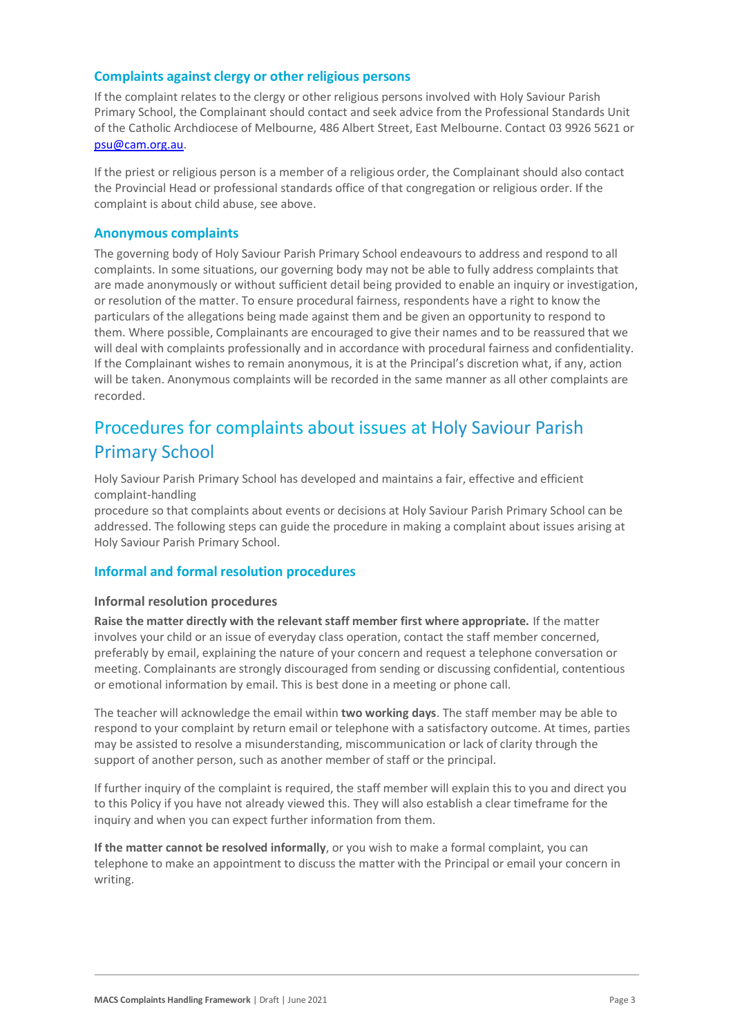### Complaints against clergy or other religious persons

If the complaint relates to the clergy or other religious persons involved with Holy Saviour Parish Primary School, the Complainant should contact and seek advice from the Professional Standards Unit of the Catholic Archdiocese of Melbourne, 486 Albert Street, East Melbourne. Contact 03 9926 5621 or psu@cam.org.au.

If the priest or religious person is a member of a religious order, the Complainant should also contact the Provincial Head or professional standards office of that congregation or religious order. If the complaint is about child abuse, see above.

### Anonymous complaints

The governing body of Holy Saviour Parish Primary School endeavours to address and respond to all complaints. In some situations, our governing body may not be able to fully address complaints that are made anonymously or without sufficient detail being provided to enable an inquiry or investigation, or resolution of the matter. To ensure procedural fairness, respondents have a right to know the particulars of the allegations being made against them and be given an opportunity to respond to them. Where possible, Complainants are encouraged to give their names and to be reassured that we will deal with complaints professionally and in accordance with procedural fairness and confidentiality. If the Complainant wishes to remain anonymous, it is at the Principal's discretion what, if any, action will be taken. Anonymous complaints will be recorded in the same manner as all other complaints are recorded.

## Procedures for complaints about issues at Holy Saviour Parish Primary School

Holy Saviour Parish Primary School has developed and maintains a fair, effective and efficient complaint-handling procedure so that complaints about events or decisions at Holy Saviour Parish Primary School can be addressed. The following steps can guide the procedure in making a complaint about issues arising at Holy Saviour Parish Primary School.

### Informal and formal resolution procedures

#### Informal resolution procedures

**Raise the matter directly with the relevant staff member first where appropriate.** If the matter involves your child or an issue of everyday class operation, contact the staff member concerned, preferably by email, explaining the nature of your concern and request a telephone conversation or meeting. Complainants are strongly discouraged from sending or discussing confidential, contentious or emotional information by email. This is best done in a meeting or phone call.

The teacher will acknowledge the email within **two working days**. The staff member may be able to respond to your complaint by return email or telephone with a satisfactory outcome. At times, parties may be assisted to resolve a misunderstanding, miscommunication or lack of clarity through the support of another person, such as another member of staff or the principal.

If further inquiry of the complaint is required, the staff member will explain this to you and direct you to this Policy if you have not already viewed this. They will also establish a clear timeframe for the inquiry and when you can expect further information from them.

**If the matter cannot be resolved informally**, or you wish to make a formal complaint, you can telephone to make an appointment to discuss the matter with the Principal or email your concern in writing.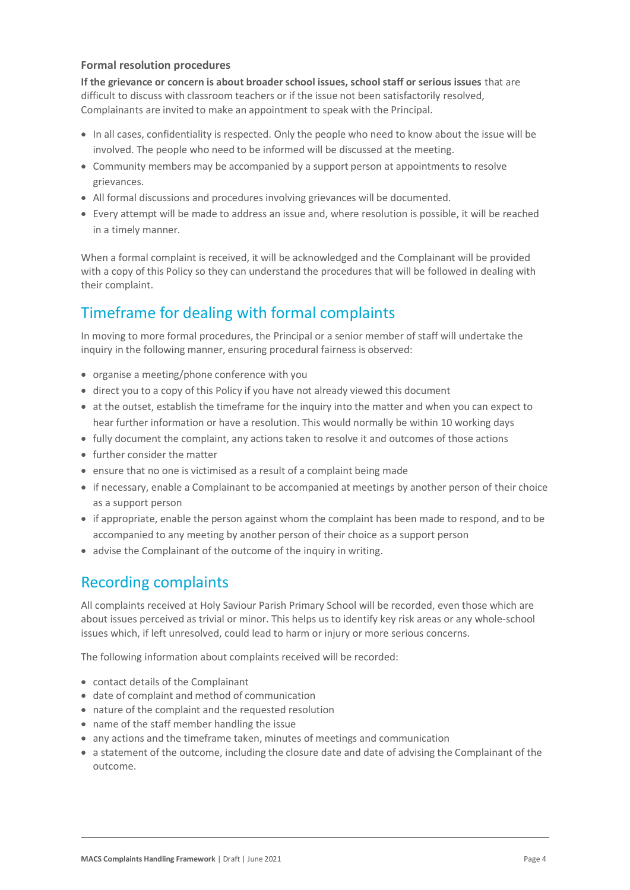### Formal resolution procedures

**If the grievance or concern is about broader school issues, school staff or serious issues** that are difficult to discuss with classroom teachers or if the issue not been satisfactorily resolved, Complainants are invited to make an appointment to speak with the Principal.

- In all cases, confidentiality is respected. Only the people who need to know about the issue will be involved. The people who need to be informed will be discussed at the meeting.
- Community members may be accompanied by a support person at appointments to resolve grievances.
- All formal discussions and procedures involving grievances will be documented.
- Every attempt will be made to address an issue and, where resolution is possible, it will be reached in a timely manner.

When a formal complaint is received, it will be acknowledged and the Complainant will be provided with a copy of this Policy so they can understand the procedures that will be followed in dealing with their complaint.

## Timeframe for dealing with formal complaints

In moving to more formal procedures, the Principal or a senior member of staff will undertake the inquiry in the following manner, ensuring procedural fairness is observed:

- organise a meeting/phone conference with you
- direct you to a copy of this Policy if you have not already viewed this document
- at the outset, establish the timeframe for the inquiry into the matter and when you can expect to hear further information or have a resolution. This would normally be within 10 working days
- fully document the complaint, any actions taken to resolve it and outcomes of those actions
- further consider the matter
- ensure that no one is victimised as a result of a complaint being made
- if necessary, enable a Complainant to be accompanied at meetings by another person of their choice as a support person
- if appropriate, enable the person against whom the complaint has been made to respond, and to be accompanied to any meeting by another person of their choice as a support person
- advise the Complainant of the outcome of the inquiry in writing.

## Recording complaints

All complaints received at Holy Saviour Parish Primary School will be recorded, even those which are about issues perceived as trivial or minor. This helps us to identify key risk areas or any whole-school issues which, if left unresolved, could lead to harm or injury or more serious concerns.

The following information about complaints received will be recorded:

- contact details of the Complainant
- date of complaint and method of communication
- nature of the complaint and the requested resolution
- name of the staff member handling the issue
- any actions and the timeframe taken, minutes of meetings and communication
- a statement of the outcome, including the closure date and date of advising the Complainant of the outcome.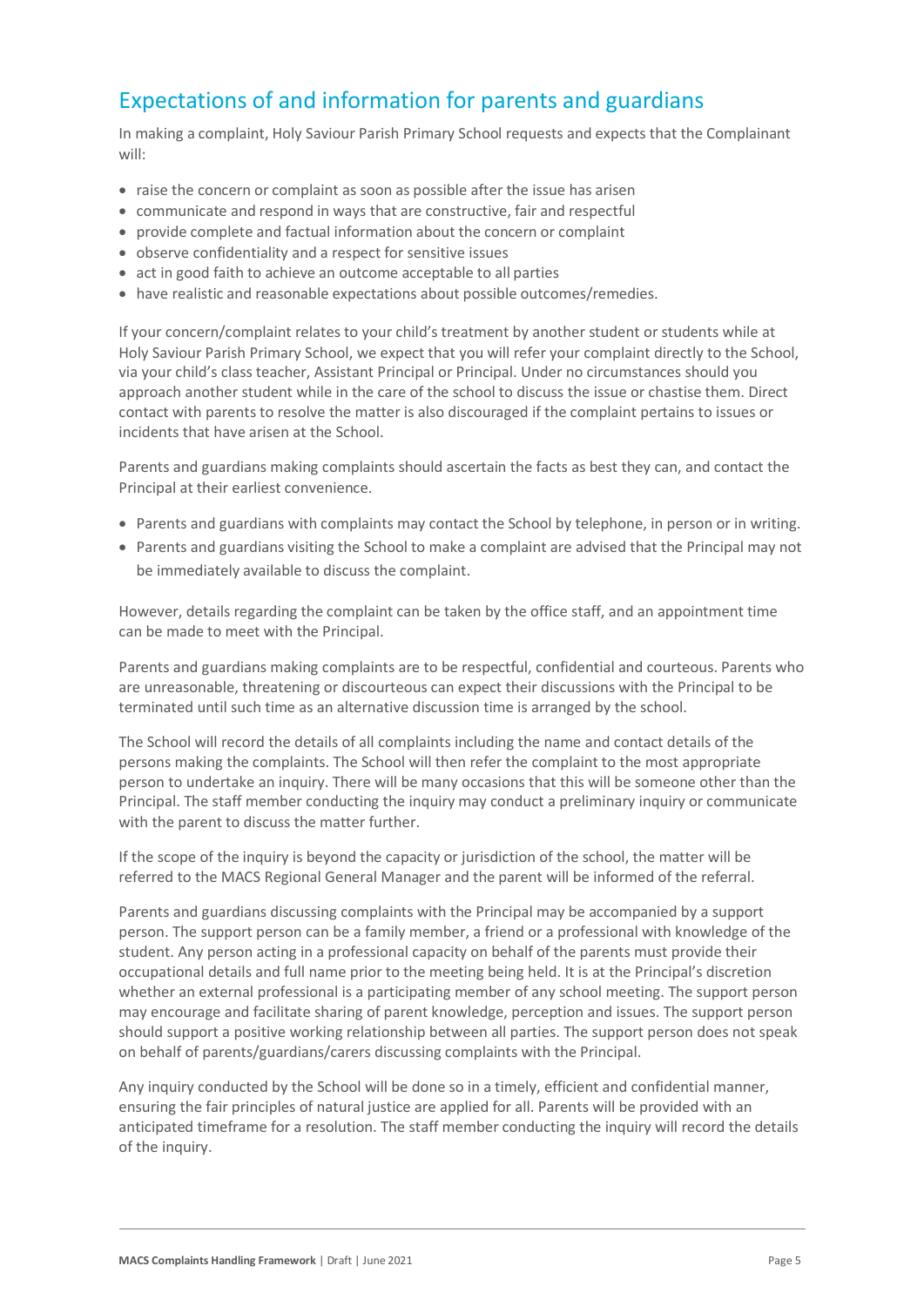## Expectations of and information for parents and guardians

In making a complaint, Holy Saviour Parish Primary School requests and expects that the Complainant will:

- raise the concern or complaint as soon as possible after the issue has arisen
- communicate and respond in ways that are constructive, fair and respectful
- provide complete and factual information about the concern or complaint
- observe confidentiality and a respect for sensitive issues
- act in good faith to achieve an outcome acceptable to all parties
- have realistic and reasonable expectations about possible outcomes/remedies.

If your concern/complaint relates to your child's treatment by another student or students while at Holy Saviour Parish Primary School, we expect that you will refer your complaint directly to the School, via your child's class teacher, Assistant Principal or Principal. Under no circumstances should you approach another student while in the care of the school to discuss the issue or chastise them. Direct contact with parents to resolve the matter is also discouraged if the complaint pertains to issues or incidents that have arisen at the School.

Parents and guardians making complaints should ascertain the facts as best they can, and contact the Principal at their earliest convenience.

- Parents and guardians with complaints may contact the School by telephone, in person or in writing.
- Parents and guardians visiting the School to make a complaint are advised that the Principal may not be immediately available to discuss the complaint.

However, details regarding the complaint can be taken by the office staff, and an appointment time can be made to meet with the Principal.

Parents and guardians making complaints are to be respectful, confidential and courteous. Parents who are unreasonable, threatening or discourteous can expect their discussions with the Principal to be terminated until such time as an alternative discussion time is arranged by the school.

The School will record the details of all complaints including the name and contact details of the persons making the complaints. The School will then refer the complaint to the most appropriate person to undertake an inquiry. There will be many occasions that this will be someone other than the Principal. The staff member conducting the inquiry may conduct a preliminary inquiry or communicate with the parent to discuss the matter further.

If the scope of the inquiry is beyond the capacity or jurisdiction of the school, the matter will be referred to the MACS Regional General Manager and the parent will be informed of the referral.

Parents and guardians discussing complaints with the Principal may be accompanied by a support person. The support person can be a family member, a friend or a professional with knowledge of the student. Any person acting in a professional capacity on behalf of the parents must provide their occupational details and full name prior to the meeting being held. It is at the Principal's discretion whether an external professional is a participating member of any school meeting. The support person may encourage and facilitate sharing of parent knowledge, perception and issues. The support person should support a positive working relationship between all parties. The support person does not speak on behalf of parents/guardians/carers discussing complaints with the Principal.

Any inquiry conducted by the School will be done so in a timely, efficient and confidential manner, ensuring the fair principles of natural justice are applied for all. Parents will be provided with an anticipated timeframe for a resolution. The staff member conducting the inquiry will record the details of the inquiry.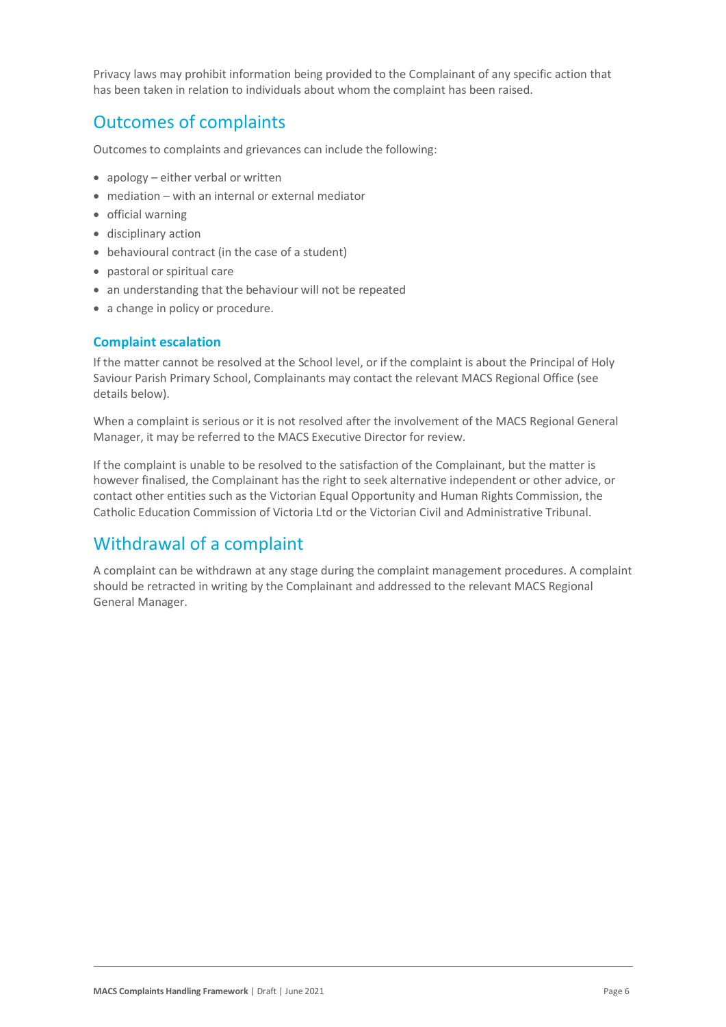Privacy laws may prohibit information being provided to the Complainant of any specific action that has been taken in relation to individuals about whom the complaint has been raised.

## Outcomes of complaints

Outcomes to complaints and grievances can include the following:

- apology – either verbal or written
- mediation – with an internal or external mediator
- official warning
- disciplinary action
- behavioural contract (in the case of a student)
- pastoral or spiritual care
- an understanding that the behaviour will not be repeated
- a change in policy or procedure.

### Complaint escalation

If the matter cannot be resolved at the School level, or if the complaint is about the Principal of Holy Saviour Parish Primary School, Complainants may contact the relevant MACS Regional Office (see details below).

When a complaint is serious or it is not resolved after the involvement of the MACS Regional General Manager, it may be referred to the MACS Executive Director for review.

If the complaint is unable to be resolved to the satisfaction of the Complainant, but the matter is however finalised, the Complainant has the right to seek alternative independent or other advice, or contact other entities such as the Victorian Equal Opportunity and Human Rights Commission, the Catholic Education Commission of Victoria Ltd or the Victorian Civil and Administrative Tribunal.

## Withdrawal of a complaint

A complaint can be withdrawn at any stage during the complaint management procedures. A complaint should be retracted in writing by the Complainant and addressed to the relevant MACS Regional General Manager.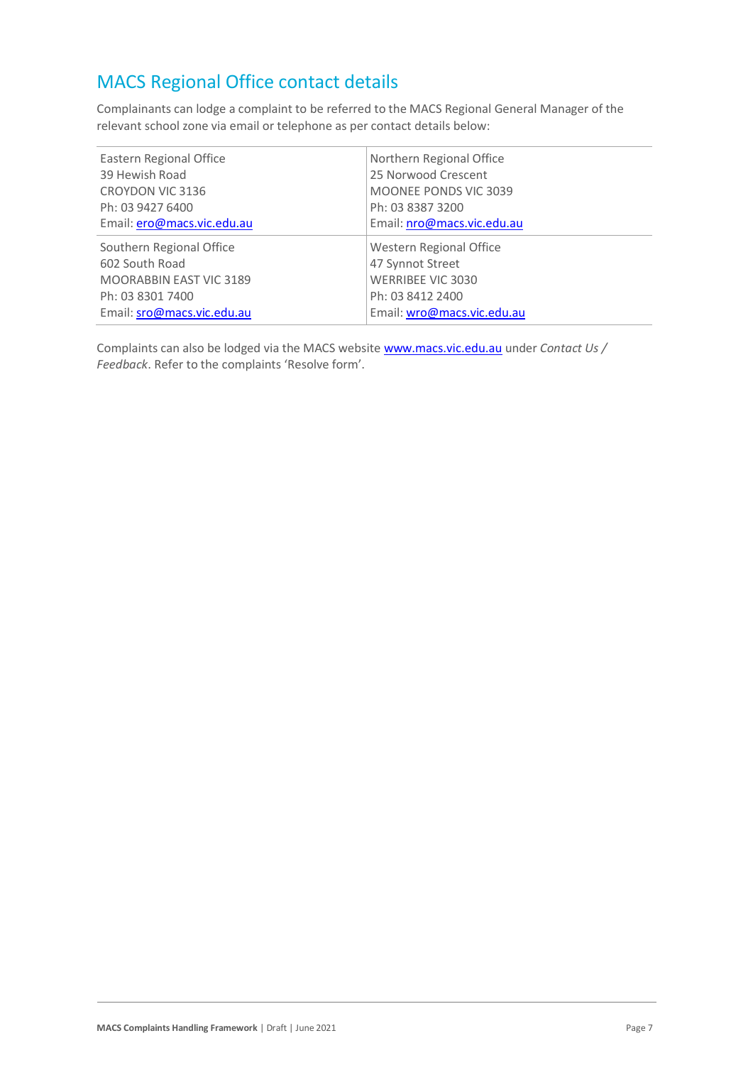## MACS Regional Office contact details

Complainants can lodge a complaint to be referred to the MACS Regional General Manager of the relevant school zone via email or telephone as per contact details below:

| | |
|---|---|
| Eastern Regional Office<br>39 Hewish Road<br>CROYDON VIC 3136<br>Ph: 03 9427 6400<br>Email: ero@macs.vic.edu.au | Northern Regional Office<br>25 Norwood Crescent<br>MOONEE PONDS VIC 3039<br>Ph: 03 8387 3200<br>Email: nro@macs.vic.edu.au |
| Southern Regional Office<br>602 South Road<br>MOORABBIN EAST VIC 3189<br>Ph: 03 8301 7400<br>Email: sro@macs.vic.edu.au | Western Regional Office<br>47 Synnot Street<br>WERRIBEE VIC 3030<br>Ph: 03 8412 2400<br>Email: wro@macs.vic.edu.au |

Complaints can also be lodged via the MACS website www.macs.vic.edu.au under *Contact Us / Feedback*. Refer to the complaints 'Resolve form'.